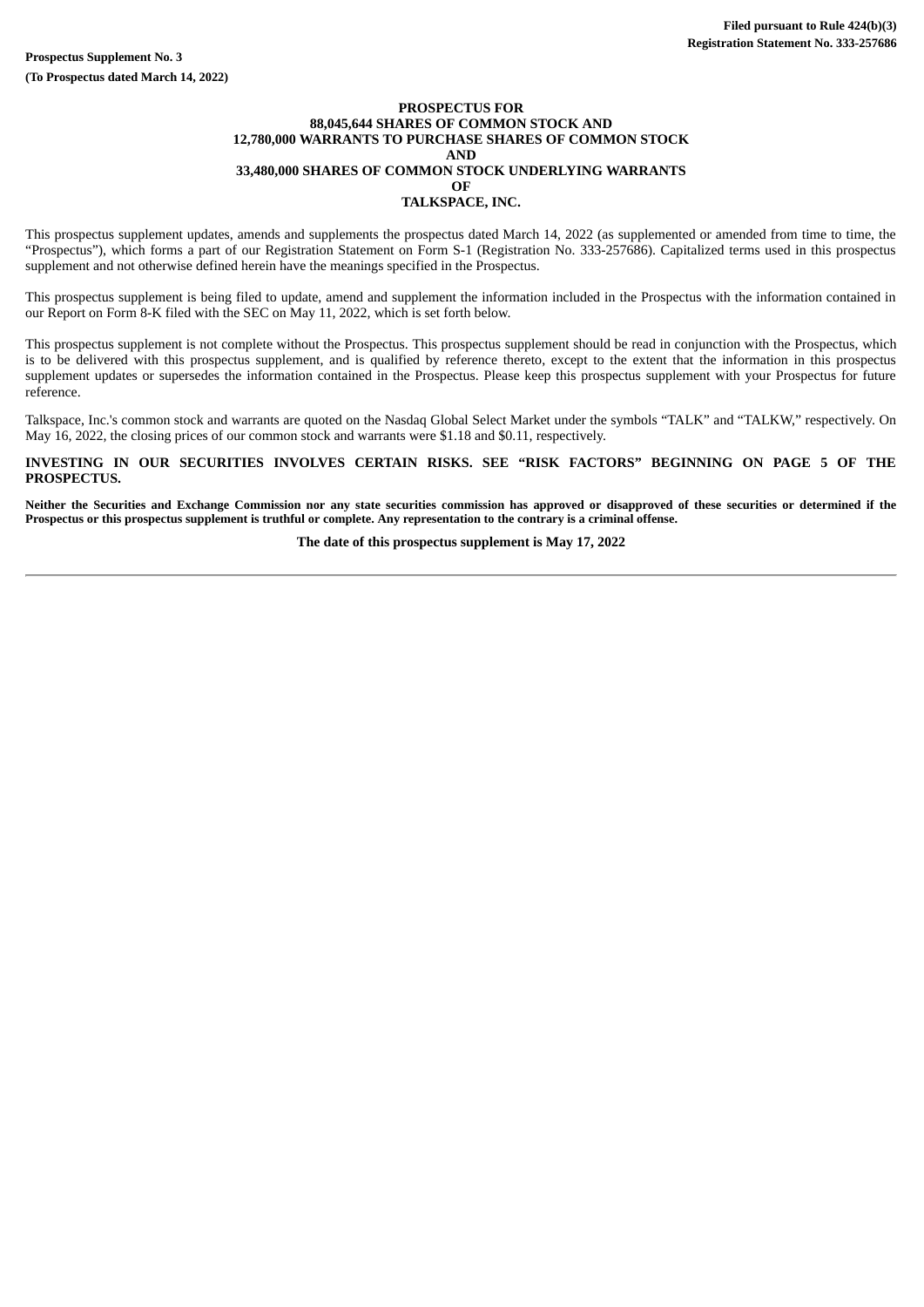**Filed pursuant to Rule 424(b)(3)**
**Registration Statement No. 333-257686**

**Prospectus Supplement No. 3**

**(To Prospectus dated March 14, 2022)**

# PROSPECTUS FOR 88,045,644 SHARES OF COMMON STOCK AND 12,780,000 WARRANTS TO PURCHASE SHARES OF COMMON STOCK AND 33,480,000 SHARES OF COMMON STOCK UNDERLYING WARRANTS OF TALKSPACE, INC.

This prospectus supplement updates, amends and supplements the prospectus dated March 14, 2022 (as supplemented or amended from time to time, the "Prospectus"), which forms a part of our Registration Statement on Form S-1 (Registration No. 333-257686). Capitalized terms used in this prospectus supplement and not otherwise defined herein have the meanings specified in the Prospectus.

This prospectus supplement is being filed to update, amend and supplement the information included in the Prospectus with the information contained in our Report on Form 8-K filed with the SEC on May 11, 2022, which is set forth below.

This prospectus supplement is not complete without the Prospectus. This prospectus supplement should be read in conjunction with the Prospectus, which is to be delivered with this prospectus supplement, and is qualified by reference thereto, except to the extent that the information in this prospectus supplement updates or supersedes the information contained in the Prospectus. Please keep this prospectus supplement with your Prospectus for future reference.

Talkspace, Inc.'s common stock and warrants are quoted on the Nasdaq Global Select Market under the symbols "TALK" and "TALKW," respectively. On May 16, 2022, the closing prices of our common stock and warrants were $1.18 and $0.11, respectively.

**INVESTING IN OUR SECURITIES INVOLVES CERTAIN RISKS. SEE "RISK FACTORS" BEGINNING ON PAGE 5 OF THE PROSPECTUS.**

**Neither the Securities and Exchange Commission nor any state securities commission has approved or disapproved of these securities or determined if the Prospectus or this prospectus supplement is truthful or complete. Any representation to the contrary is a criminal offense.**

**The date of this prospectus supplement is May 17, 2022**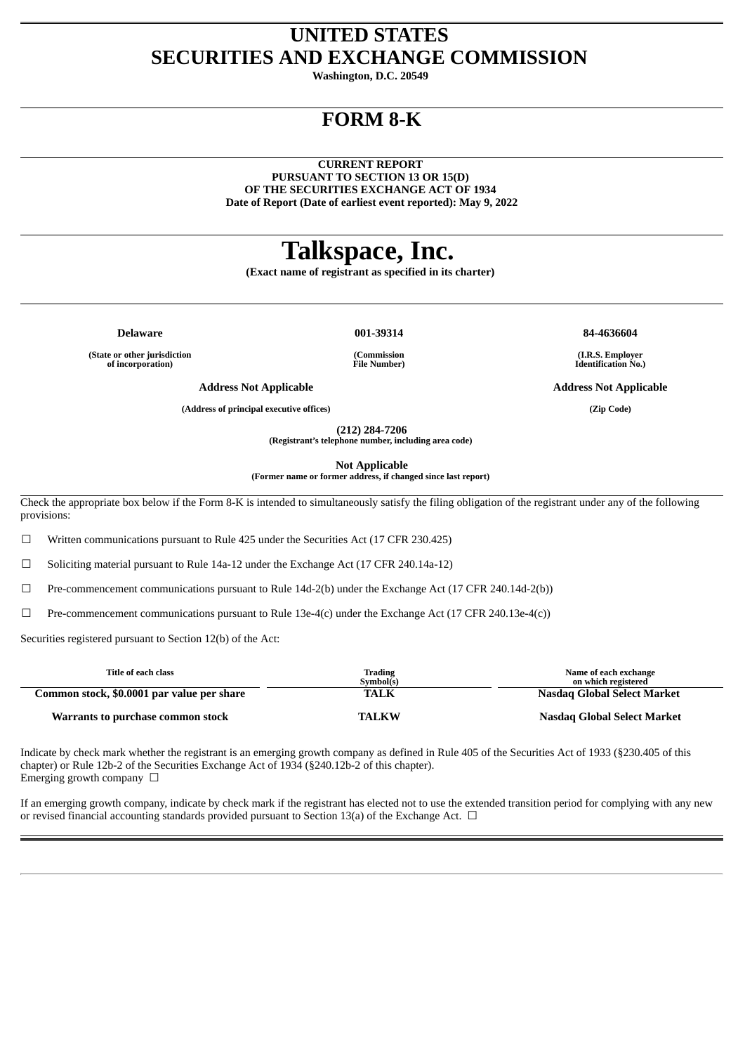# UNITED STATES
# SECURITIES AND EXCHANGE COMMISSION

**Washington, D.C. 20549**

# FORM 8-K

**CURRENT REPORT**
**PURSUANT TO SECTION 13 OR 15(D)**
**OF THE SECURITIES EXCHANGE ACT OF 1934**
**Date of Report (Date of earliest event reported): May 9, 2022**

# Talkspace, Inc.

**(Exact name of registrant as specified in its charter)**

| Delaware | 001-39314 | 84-4636604 |
|---|---|---|
| (State or other jurisdiction of incorporation) | (Commission File Number) | (I.R.S. Employer Identification No.) |

| Address Not Applicable | Address Not Applicable |
|---|---|
| (Address of principal executive offices) | (Zip Code) |

**(212) 284-7206**
**(Registrant's telephone number, including area code)**

**Not Applicable**
**(Former name or former address, if changed since last report)**

Check the appropriate box below if the Form 8-K is intended to simultaneously satisfy the filing obligation of the registrant under any of the following provisions:

☐ Written communications pursuant to Rule 425 under the Securities Act (17 CFR 230.425)

☐ Soliciting material pursuant to Rule 14a-12 under the Exchange Act (17 CFR 240.14a-12)

☐ Pre-commencement communications pursuant to Rule 14d-2(b) under the Exchange Act (17 CFR 240.14d-2(b))

☐ Pre-commencement communications pursuant to Rule 13e-4(c) under the Exchange Act (17 CFR 240.13e-4(c))

Securities registered pursuant to Section 12(b) of the Act:

| Title of each class | Trading Symbol(s) | Name of each exchange on which registered |
|---|---|---|
| Common stock, $0.0001 par value per share | TALK | Nasdaq Global Select Market |
| Warrants to purchase common stock | TALKW | Nasdaq Global Select Market |

Indicate by check mark whether the registrant is an emerging growth company as defined in Rule 405 of the Securities Act of 1933 (§230.405 of this chapter) or Rule 12b-2 of the Securities Exchange Act of 1934 (§240.12b-2 of this chapter).
Emerging growth company ☐

If an emerging growth company, indicate by check mark if the registrant has elected not to use the extended transition period for complying with any new or revised financial accounting standards provided pursuant to Section 13(a) of the Exchange Act. ☐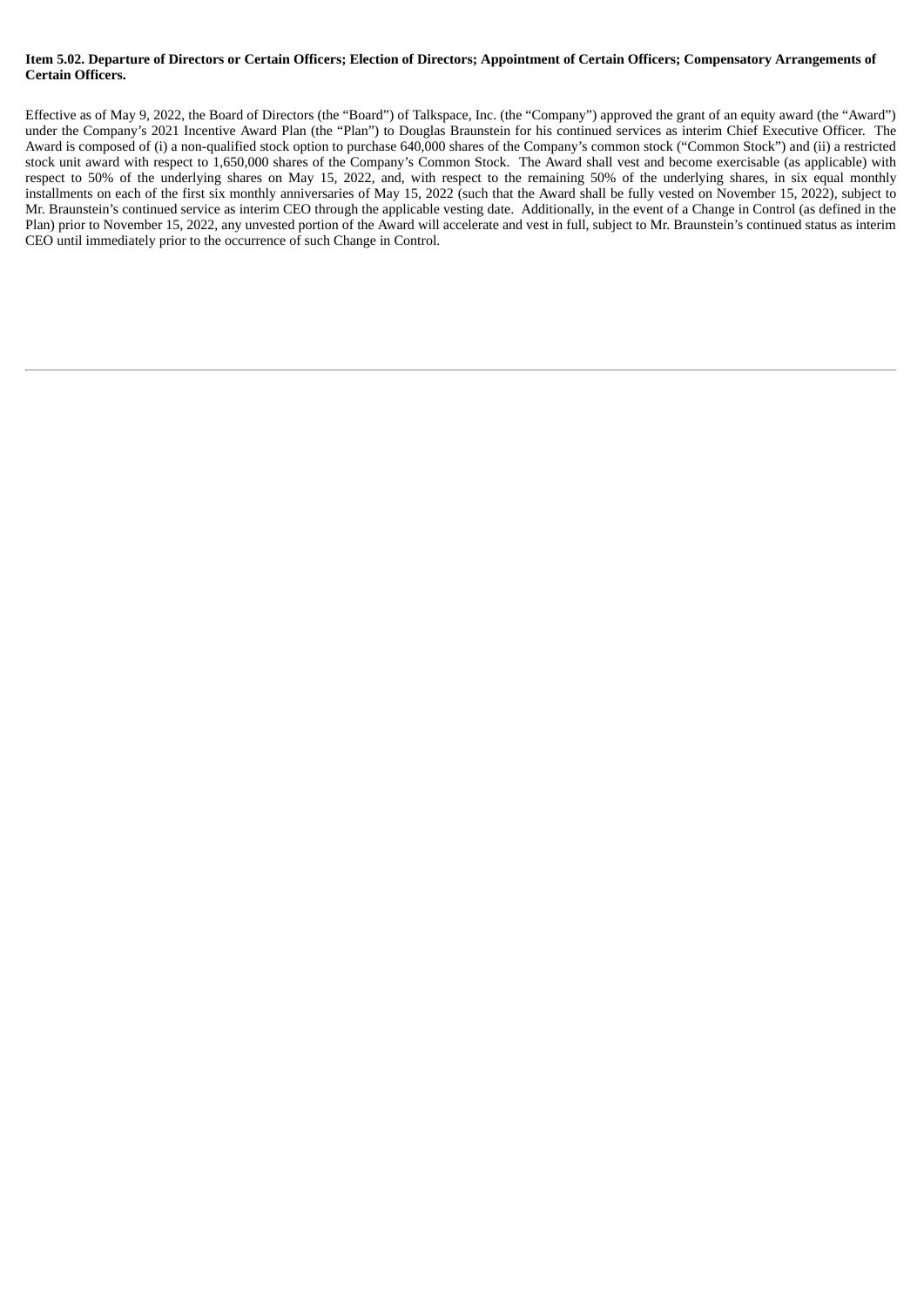**Item 5.02. Departure of Directors or Certain Officers; Election of Directors; Appointment of Certain Officers; Compensatory Arrangements of Certain Officers.**

Effective as of May 9, 2022, the Board of Directors (the "Board") of Talkspace, Inc. (the "Company") approved the grant of an equity award (the "Award") under the Company's 2021 Incentive Award Plan (the "Plan") to Douglas Braunstein for his continued services as interim Chief Executive Officer. The Award is composed of (i) a non-qualified stock option to purchase 640,000 shares of the Company's common stock ("Common Stock") and (ii) a restricted stock unit award with respect to 1,650,000 shares of the Company's Common Stock. The Award shall vest and become exercisable (as applicable) with respect to 50% of the underlying shares on May 15, 2022, and, with respect to the remaining 50% of the underlying shares, in six equal monthly installments on each of the first six monthly anniversaries of May 15, 2022 (such that the Award shall be fully vested on November 15, 2022), subject to Mr. Braunstein's continued service as interim CEO through the applicable vesting date. Additionally, in the event of a Change in Control (as defined in the Plan) prior to November 15, 2022, any unvested portion of the Award will accelerate and vest in full, subject to Mr. Braunstein's continued status as interim CEO until immediately prior to the occurrence of such Change in Control.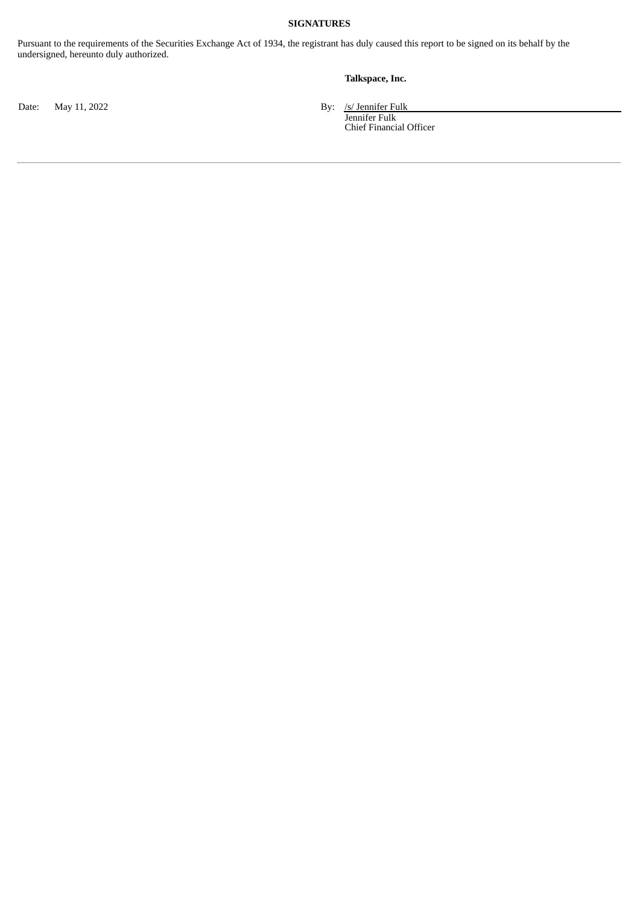**SIGNATURES**

Pursuant to the requirements of the Securities Exchange Act of 1934, the registrant has duly caused this report to be signed on its behalf by the undersigned, hereunto duly authorized.

**Talkspace, Inc.**

| | | | |
|---|---|---|---|
| Date: | May 11, 2022 | By: | /s/ Jennifer Fulk |
| | | | Jennifer Fulk |
| | | | Chief Financial Officer |